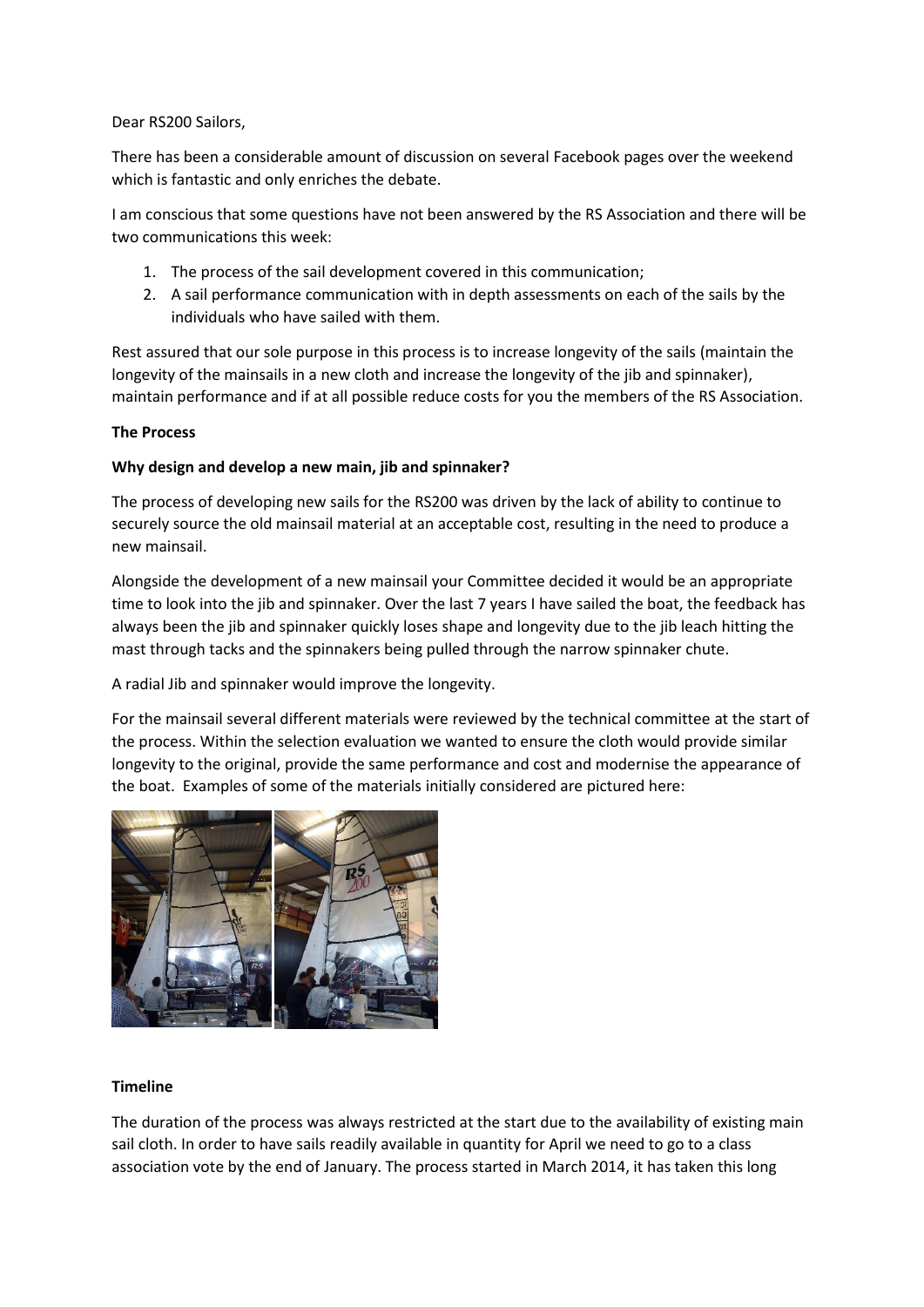Dear RS200 Sailors,

There has been a considerable amount of discussion on several Facebook pages over the weekend which is fantastic and only enriches the debate.

I am conscious that some questions have not been answered by the RS Association and there will be two communications this week:

1. The process of the sail development covered in this communication;
2. A sail performance communication with in depth assessments on each of the sails by the individuals who have sailed with them.

Rest assured that our sole purpose in this process is to increase longevity of the sails (maintain the longevity of the mainsails in a new cloth and increase the longevity of the jib and spinnaker), maintain performance and if at all possible reduce costs for you the members of the RS Association.

**The Process**

**Why design and develop a new main, jib and spinnaker?**

The process of developing new sails for the RS200 was driven by the lack of ability to continue to securely source the old mainsail material at an acceptable cost, resulting in the need to produce a new mainsail.

Alongside the development of a new mainsail your Committee decided it would be an appropriate time to look into the jib and spinnaker. Over the last 7 years I have sailed the boat, the feedback has always been the jib and spinnaker quickly loses shape and longevity due to the jib leach hitting the mast through tacks and the spinnakers being pulled through the narrow spinnaker chute.

A radial Jib and spinnaker would improve the longevity.

For the mainsail several different materials were reviewed by the technical committee at the start of the process. Within the selection evaluation we wanted to ensure the cloth would provide similar longevity to the original, provide the same performance and cost and modernise the appearance of the boat. Examples of some of the materials initially considered are pictured here:

**Timeline**

The duration of the process was always restricted at the start due to the availability of existing main sail cloth. In order to have sails readily available in quantity for April we need to go to a class association vote by the end of January. The process started in March 2014, it has taken this long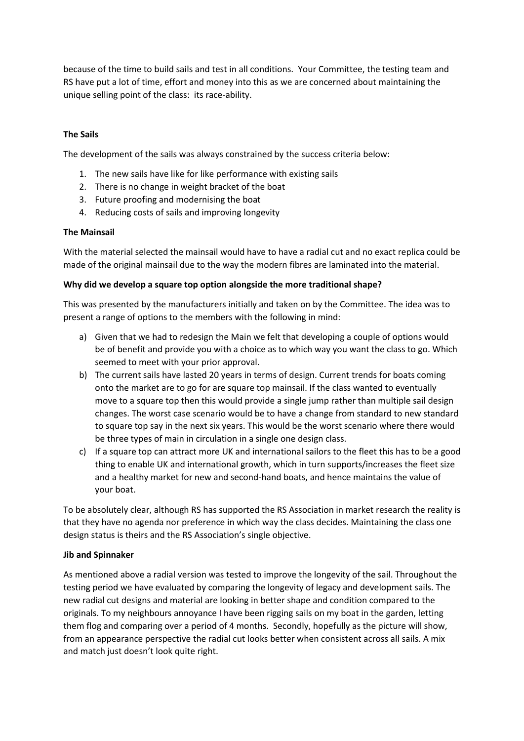because of the time to build sails and test in all conditions. Your Committee, the testing team and RS have put a lot of time, effort and money into this as we are concerned about maintaining the unique selling point of the class: its race-ability.

**The Sails**

The development of the sails was always constrained by the success criteria below:

1. The new sails have like for like performance with existing sails
2. There is no change in weight bracket of the boat
3. Future proofing and modernising the boat
4. Reducing costs of sails and improving longevity

**The Mainsail**

With the material selected the mainsail would have to have a radial cut and no exact replica could be made of the original mainsail due to the way the modern fibres are laminated into the material.

**Why did we develop a square top option alongside the more traditional shape?**

This was presented by the manufacturers initially and taken on by the Committee. The idea was to present a range of options to the members with the following in mind:

a) Given that we had to redesign the Main we felt that developing a couple of options would be of benefit and provide you with a choice as to which way you want the class to go. Which seemed to meet with your prior approval.
b) The current sails have lasted 20 years in terms of design. Current trends for boats coming onto the market are to go for are square top mainsail. If the class wanted to eventually move to a square top then this would provide a single jump rather than multiple sail design changes. The worst case scenario would be to have a change from standard to new standard to square top say in the next six years. This would be the worst scenario where there would be three types of main in circulation in a single one design class.
c) If a square top can attract more UK and international sailors to the fleet this has to be a good thing to enable UK and international growth, which in turn supports/increases the fleet size and a healthy market for new and second-hand boats, and hence maintains the value of your boat.

To be absolutely clear, although RS has supported the RS Association in market research the reality is that they have no agenda nor preference in which way the class decides. Maintaining the class one design status is theirs and the RS Association's single objective.

**Jib and Spinnaker**

As mentioned above a radial version was tested to improve the longevity of the sail. Throughout the testing period we have evaluated by comparing the longevity of legacy and development sails. The new radial cut designs and material are looking in better shape and condition compared to the originals. To my neighbours annoyance I have been rigging sails on my boat in the garden, letting them flog and comparing over a period of 4 months. Secondly, hopefully as the picture will show, from an appearance perspective the radial cut looks better when consistent across all sails. A mix and match just doesn't look quite right.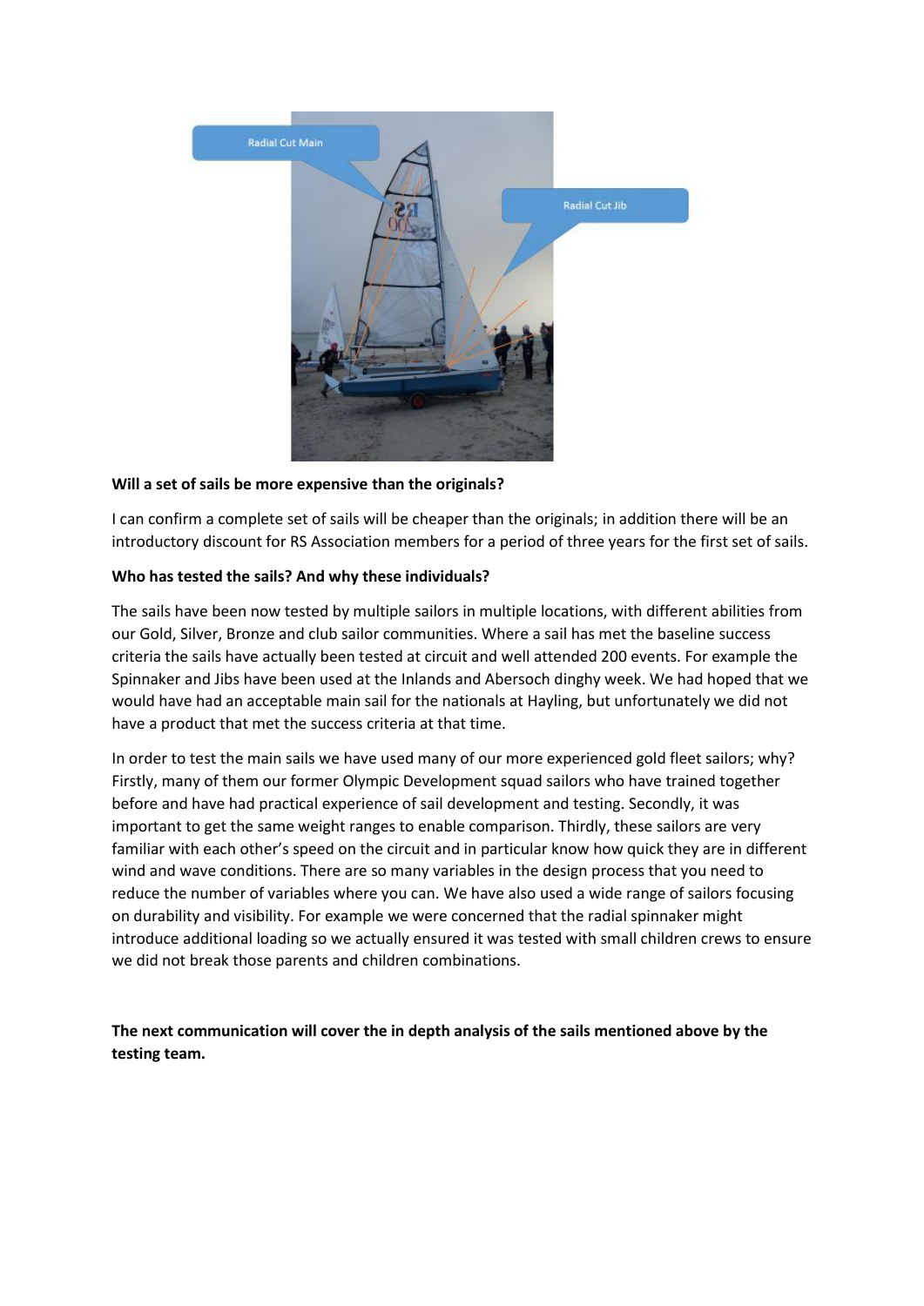**Will a set of sails be more expensive than the originals?**

I can confirm a complete set of sails will be cheaper than the originals; in addition there will be an introductory discount for RS Association members for a period of three years for the first set of sails.

**Who has tested the sails? And why these individuals?**

The sails have been now tested by multiple sailors in multiple locations, with different abilities from our Gold, Silver, Bronze and club sailor communities. Where a sail has met the baseline success criteria the sails have actually been tested at circuit and well attended 200 events. For example the Spinnaker and Jibs have been used at the Inlands and Abersoch dinghy week. We had hoped that we would have had an acceptable main sail for the nationals at Hayling, but unfortunately we did not have a product that met the success criteria at that time.

In order to test the main sails we have used many of our more experienced gold fleet sailors; why? Firstly, many of them our former Olympic Development squad sailors who have trained together before and have had practical experience of sail development and testing. Secondly, it was important to get the same weight ranges to enable comparison. Thirdly, these sailors are very familiar with each other's speed on the circuit and in particular know how quick they are in different wind and wave conditions. There are so many variables in the design process that you need to reduce the number of variables where you can. We have also used a wide range of sailors focusing on durability and visibility. For example we were concerned that the radial spinnaker might introduce additional loading so we actually ensured it was tested with small children crews to ensure we did not break those parents and children combinations.

**The next communication will cover the in depth analysis of the sails mentioned above by the testing team.**